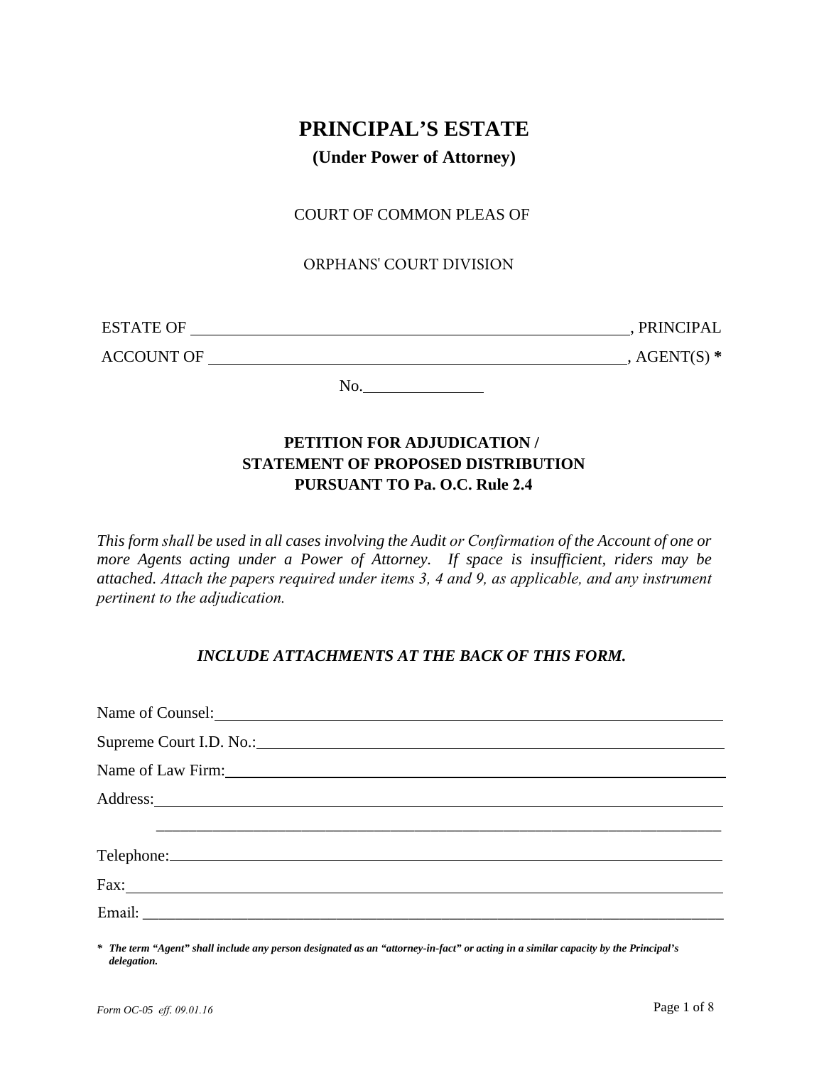# PRINCIPAL'S ESTATE

## (Under Power of Attorney)

COURT OF COMMON PLEAS OF

ORPHANS' COURT DIVISION

ESTATE OF \_\_\_\_\_\_\_\_\_\_\_\_\_\_\_\_\_\_\_\_\_\_\_\_\_\_\_\_\_\_\_\_\_\_\_\_\_\_\_\_\_\_\_\_\_\_\_\_, PRINCIPAL

ACCOUNT OF \_\_\_\_\_\_\_\_\_\_\_\_\_\_\_\_\_\_\_\_\_\_\_\_\_\_\_\_\_\_\_\_\_\_\_\_\_\_\_\_\_\_\_\_\_\_, AGENT(S) **\***

No.\_\_\_\_\_\_\_\_\_\_\_\_\_\_\_

**PETITION FOR ADJUDICATION /**
**STATEMENT OF PROPOSED DISTRIBUTION**
**PURSUANT TO Pa. O.C. Rule 2.4**

*This form shall be used in all cases involving the Audit or Confirmation of the Account of one or more Agents acting under a Power of Attorney. If space is insufficient, riders may be attached. Attach the papers required under items 3, 4 and 9, as applicable, and any instrument pertinent to the adjudication.*

***INCLUDE ATTACHMENTS AT THE BACK OF THIS FORM.***

Name of Counsel:\_\_\_\_\_\_\_\_\_\_\_\_\_\_\_\_\_\_\_\_\_\_\_\_\_\_\_\_\_\_\_\_\_\_\_\_\_\_\_\_\_\_\_\_\_\_\_\_\_\_\_\_

Supreme Court I.D. No.:\_\_\_\_\_\_\_\_\_\_\_\_\_\_\_\_\_\_\_\_\_\_\_\_\_\_\_\_\_\_\_\_\_\_\_\_\_\_\_\_\_\_\_\_\_

Name of Law Firm:\_\_\_\_\_\_\_\_\_\_\_\_\_\_\_\_\_\_\_\_\_\_\_\_\_\_\_\_\_\_\_\_\_\_\_\_\_\_\_\_\_\_\_\_\_\_\_\_\_\_

Address:\_\_\_\_\_\_\_\_\_\_\_\_\_\_\_\_\_\_\_\_\_\_\_\_\_\_\_\_\_\_\_\_\_\_\_\_\_\_\_\_\_\_\_\_\_\_\_\_\_\_\_\_\_\_\_\_\_\_\_

\_\_\_\_\_\_\_\_\_\_\_\_\_\_\_\_\_\_\_\_\_\_\_\_\_\_\_\_\_\_\_\_\_\_\_\_\_\_\_\_\_\_\_\_\_\_\_\_\_\_\_\_\_\_\_\_\_\_\_\_\_\_\_\_

Telephone:\_\_\_\_\_\_\_\_\_\_\_\_\_\_\_\_\_\_\_\_\_\_\_\_\_\_\_\_\_\_\_\_\_\_\_\_\_\_\_\_\_\_\_\_\_\_\_\_\_\_\_\_\_\_\_\_\_

Fax:\_\_\_\_\_\_\_\_\_\_\_\_\_\_\_\_\_\_\_\_\_\_\_\_\_\_\_\_\_\_\_\_\_\_\_\_\_\_\_\_\_\_\_\_\_\_\_\_\_\_\_\_\_\_\_\_\_\_\_\_\_\_

Email: \_\_\_\_\_\_\_\_\_\_\_\_\_\_\_\_\_\_\_\_\_\_\_\_\_\_\_\_\_\_\_\_\_\_\_\_\_\_\_\_\_\_\_\_\_\_\_\_\_\_\_\_\_\_\_\_\_\_\_\_

***\* The term "Agent" shall include any person designated as an "attorney-in-fact" or acting in a similar capacity by the Principal's delegation.***

*Form OC-05 eff. 09.01.16*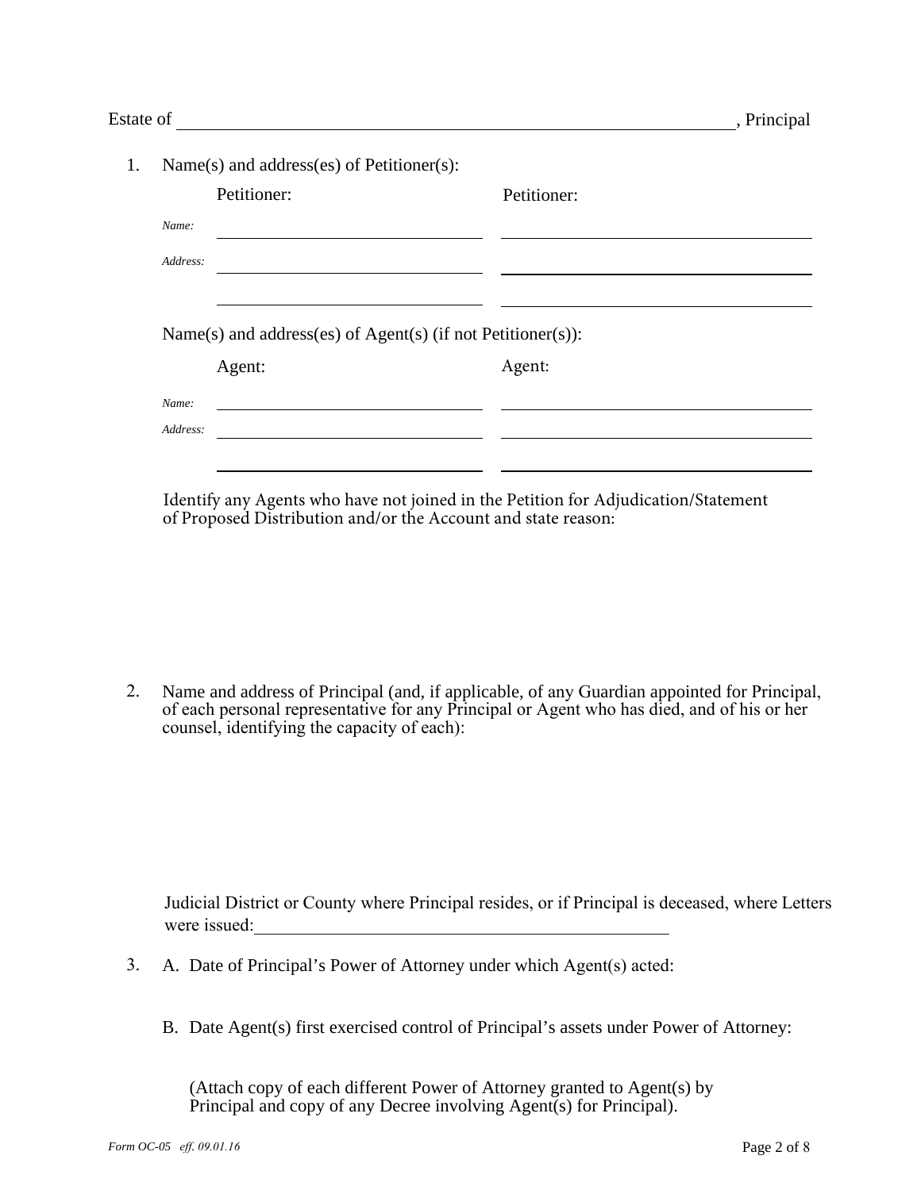Estate of \_\_\_\_\_\_\_\_\_\_\_\_\_\_\_\_\_\_\_\_\_\_\_\_\_\_\_\_\_\_\_\_\_\_\_\_\_\_\_\_\_\_\_\_\_\_\_\_\_\_\_\_\_\_, Principal

1. Name(s) and address(es) of Petitioner(s):

| | Petitioner: | Petitioner: |
|---|---|---|
| *Name:* | | |
| *Address:* | | |
| | | |

Name(s) and address(es) of Agent(s) (if not Petitioner(s)):

| | Agent: | Agent: |
|---|---|---|
| *Name:* | | |
| *Address:* | | |
| | | |

Identify any Agents who have not joined in the Petition for Adjudication/Statement of Proposed Distribution and/or the Account and state reason:

2. Name and address of Principal (and, if applicable, of any Guardian appointed for Principal, of each personal representative for any Principal or Agent who has died, and of his or her counsel, identifying the capacity of each):

Judicial District or County where Principal resides, or if Principal is deceased, where Letters were issued:\_\_\_\_\_\_\_\_\_\_\_\_\_\_\_\_\_\_\_\_\_\_\_\_\_\_\_\_\_\_\_\_\_\_\_\_\_\_\_\_

3. A. Date of Principal's Power of Attorney under which Agent(s) acted:

   B. Date Agent(s) first exercised control of Principal's assets under Power of Attorney:

   (Attach copy of each different Power of Attorney granted to Agent(s) by Principal and copy of any Decree involving Agent(s) for Principal).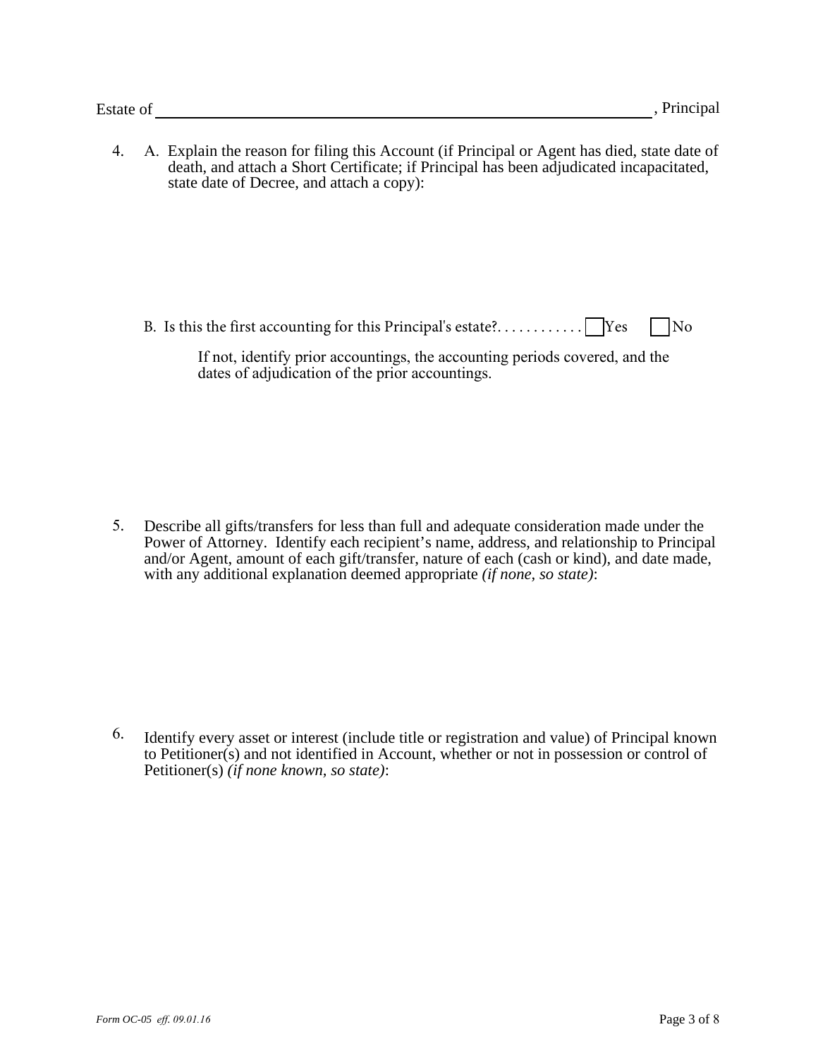Estate of \_\_\_\_\_\_\_\_\_\_\_\_\_\_\_\_\_\_\_\_\_\_\_\_\_\_\_\_\_\_\_\_\_\_\_\_\_\_\_\_\_\_\_\_\_\_\_\_, Principal

4. A. Explain the reason for filing this Account (if Principal or Agent has died, state date of death, and attach a Short Certificate; if Principal has been adjudicated incapacitated, state date of Decree, and attach a copy):

   B. Is this the first accounting for this Principal's estate?. . . . . . . . . . . ☐ Yes ☐ No

   If not, identify prior accountings, the accounting periods covered, and the dates of adjudication of the prior accountings.

5. Describe all gifts/transfers for less than full and adequate consideration made under the Power of Attorney. Identify each recipient's name, address, and relationship to Principal and/or Agent, amount of each gift/transfer, nature of each (cash or kind), and date made, with any additional explanation deemed appropriate *(if none, so state)*:

6. Identify every asset or interest (include title or registration and value) of Principal known to Petitioner(s) and not identified in Account, whether or not in possession or control of Petitioner(s) *(if none known, so state)*:

*Form OC-05 eff. 09.01.16*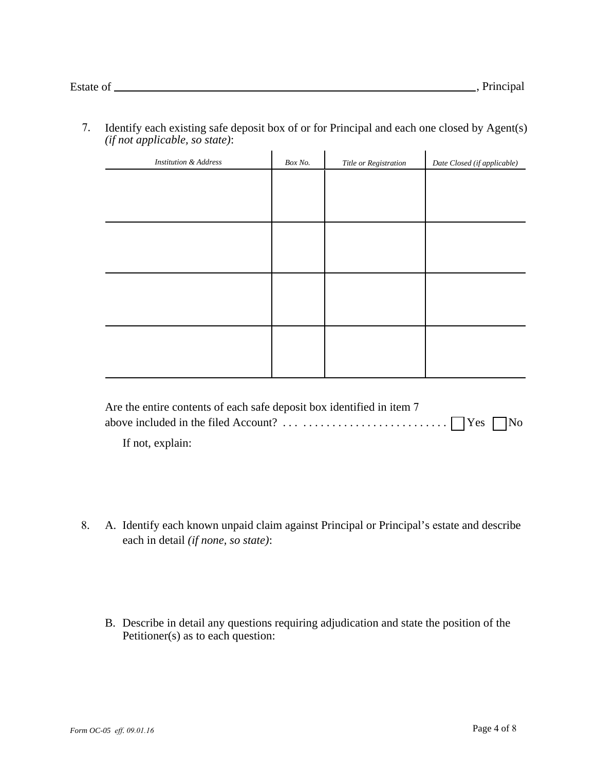Estate of ______________________________, Principal

7. Identify each existing safe deposit box of or for Principal and each one closed by Agent(s) *(if not applicable, so state)*:

| *Institution & Address* | *Box No.* | *Title or Registration* | *Date Closed (if applicable)* |
|---|---|---|---|
| | | | |
| | | | |
| | | | |
| | | | |

Are the entire contents of each safe deposit box identified in item 7 above included in the filed Account? . . . . . . . . . . . . . . . . . . . . . . . . . . . . ☐ Yes ☐ No

If not, explain:

8. A. Identify each known unpaid claim against Principal or Principal's estate and describe each in detail *(if none, so state)*:

B. Describe in detail any questions requiring adjudication and state the position of the Petitioner(s) as to each question:

*Form OC-05 eff. 09.01.16*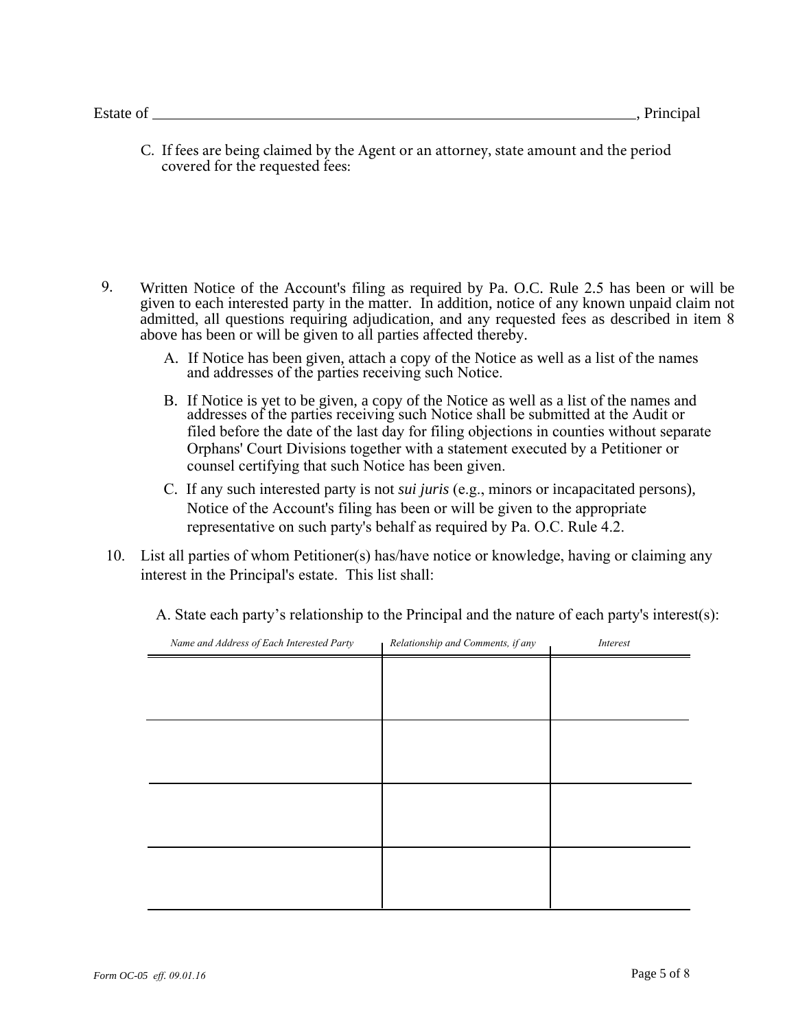Estate of ________________________________________________________________, Principal

C. If fees are being claimed by the Agent or an attorney, state amount and the period covered for the requested fees:

9. Written Notice of the Account's filing as required by Pa. O.C. Rule 2.5 has been or will be given to each interested party in the matter. In addition, notice of any known unpaid claim not admitted, all questions requiring adjudication, and any requested fees as described in item 8 above has been or will be given to all parties affected thereby.

   A. If Notice has been given, attach a copy of the Notice as well as a list of the names and addresses of the parties receiving such Notice.

   B. If Notice is yet to be given, a copy of the Notice as well as a list of the names and addresses of the parties receiving such Notice shall be submitted at the Audit or filed before the date of the last day for filing objections in counties without separate Orphans' Court Divisions together with a statement executed by a Petitioner or counsel certifying that such Notice has been given.

   C. If any such interested party is not *sui juris* (e.g., minors or incapacitated persons), Notice of the Account's filing has been or will be given to the appropriate representative on such party's behalf as required by Pa. O.C. Rule 4.2.

10. List all parties of whom Petitioner(s) has/have notice or knowledge, having or claiming any interest in the Principal's estate. This list shall:

    A. State each party's relationship to the Principal and the nature of each party's interest(s):

| *Name and Address of Each Interested Party* | *Relationship and Comments, if any* | *Interest* |
|---|---|---|
| | | |
| | | |
| | | |
| | | |

*Form OC-05 eff. 09.01.16*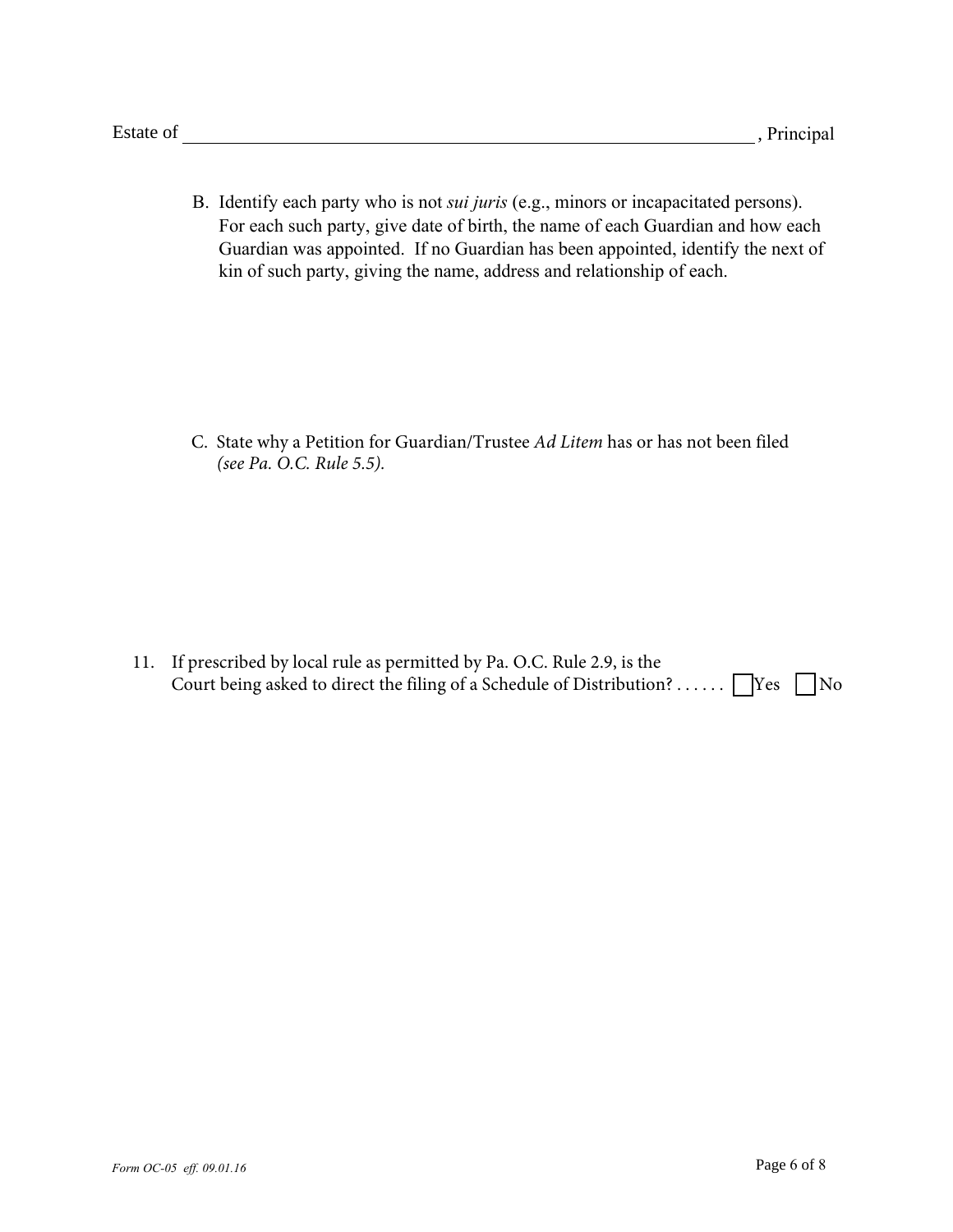Estate of ______________________________________________, Principal

B. Identify each party who is not *sui juris* (e.g., minors or incapacitated persons). For each such party, give date of birth, the name of each Guardian and how each Guardian was appointed. If no Guardian has been appointed, identify the next of kin of such party, giving the name, address and relationship of each.

C. State why a Petition for Guardian/Trustee *Ad Litem* has or has not been filed *(see Pa. O.C. Rule 5.5).*

11. If prescribed by local rule as permitted by Pa. O.C. Rule 2.9, is the Court being asked to direct the filing of a Schedule of Distribution? . . . . . . ☐ Yes ☐ No

*Form OC-05 eff. 09.01.16*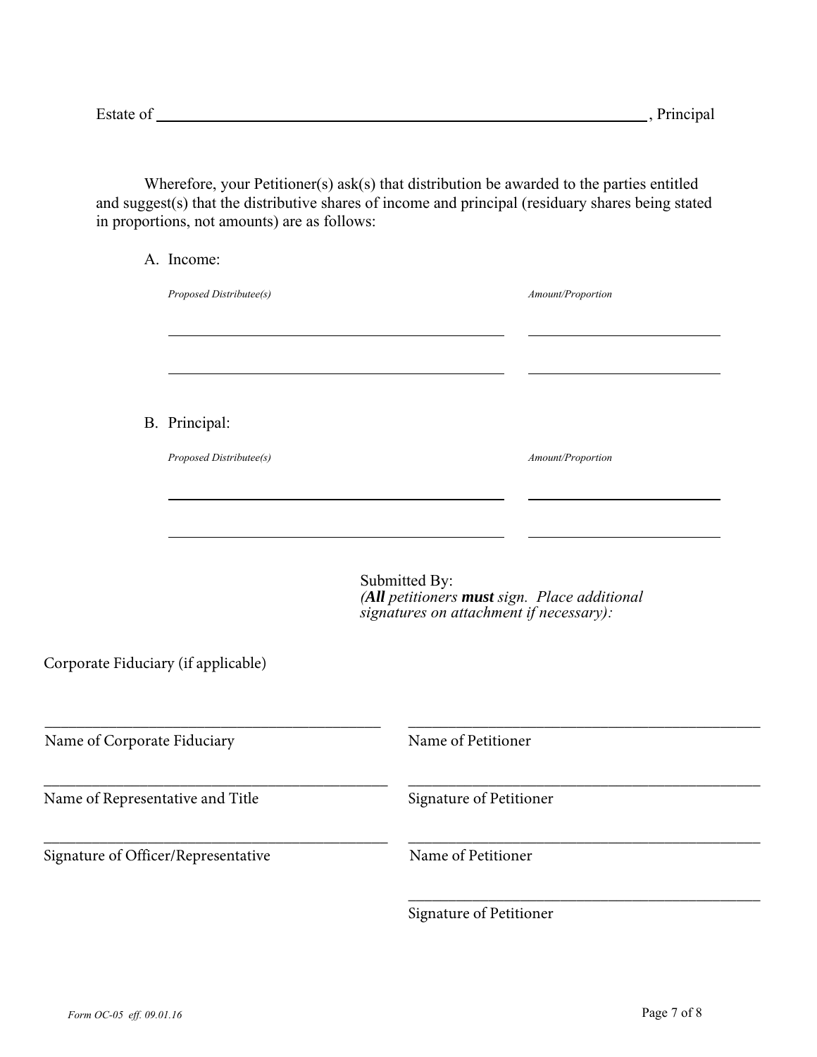Estate of ______________________________________________________, Principal

Wherefore, your Petitioner(s) ask(s) that distribution be awarded to the parties entitled and suggest(s) that the distributive shares of income and principal (residuary shares being stated in proportions, not amounts) are as follows:

A. Income:

| *Proposed Distributee(s)* | *Amount/Proportion* |
| --- | --- |
| ______________________________ | ________________ |
| ______________________________ | ________________ |

B. Principal:

| *Proposed Distributee(s)* | *Amount/Proportion* |
| --- | --- |
| ______________________________ | ________________ |
| ______________________________ | ________________ |

Submitted By:
*(**All** petitioners **must** sign. Place additional signatures on attachment if necessary):*

Corporate Fiduciary (if applicable)

| | |
| --- | --- |
| ______________________________ | ______________________________ |
| Name of Corporate Fiduciary | Name of Petitioner |
| ______________________________ | ______________________________ |
| Name of Representative and Title | Signature of Petitioner |
| ______________________________ | ______________________________ |
| Signature of Officer/Representative | Name of Petitioner |
| | ______________________________ |
| | Signature of Petitioner |

*Form OC-05 eff. 09.01.16*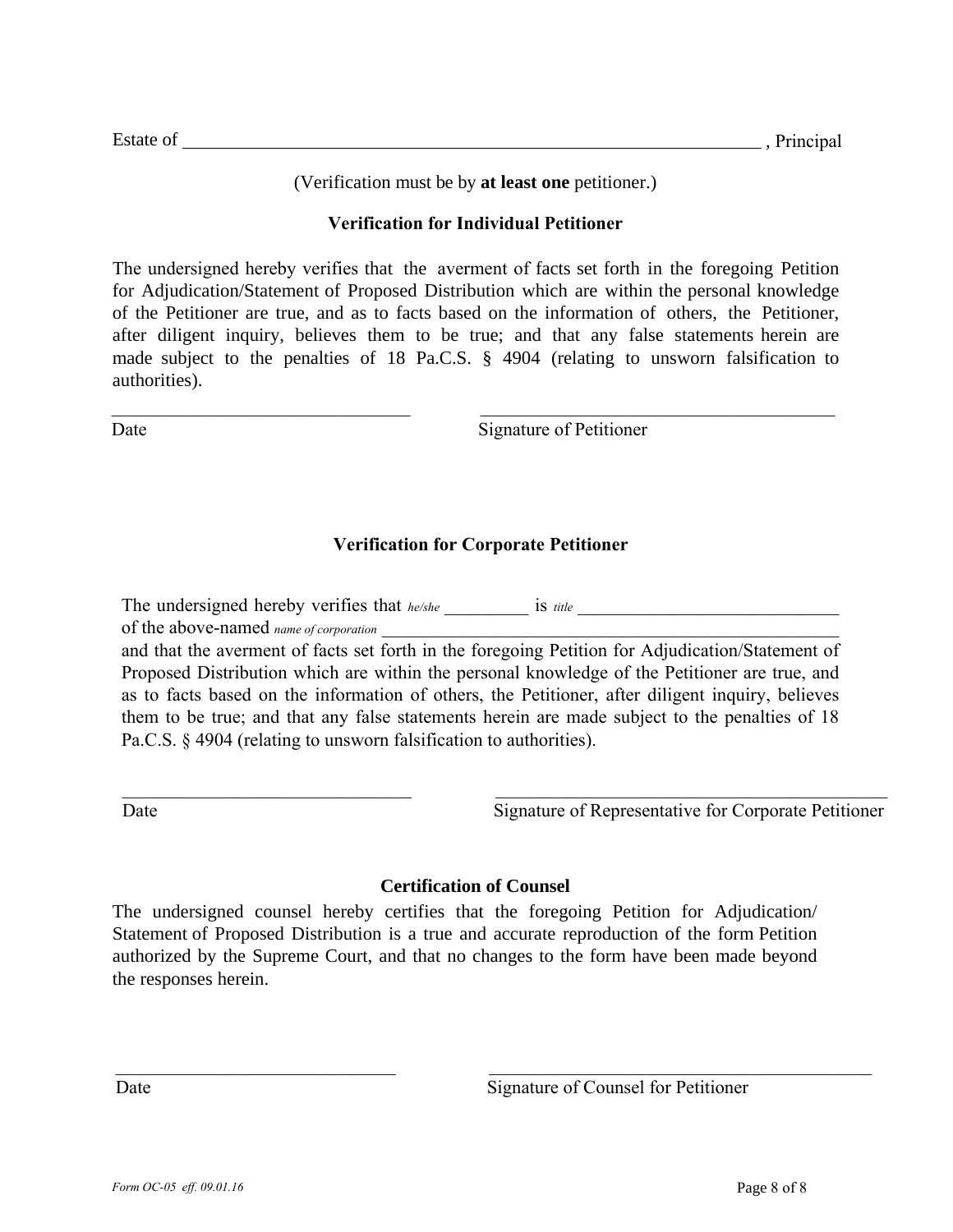Estate of _______________________________________________________________ , Principal

(Verification must be by **at least one** petitioner.)

**Verification for Individual Petitioner**

The undersigned hereby verifies that the averment of facts set forth in the foregoing Petition for Adjudication/Statement of Proposed Distribution which are within the personal knowledge of the Petitioner are true, and as to facts based on the information of others, the Petitioner, after diligent inquiry, believes them to be true; and that any false statements herein are made subject to the penalties of 18 Pa.C.S. § 4904 (relating to unsworn falsification to authorities).

_________________________________ _______________________________________

Date Signature of Petitioner

**Verification for Corporate Petitioner**

The undersigned hereby verifies that *he/she* _________ is *title* ____________________________ of the above-named *name of corporation* ________________________________________________ and that the averment of facts set forth in the foregoing Petition for Adjudication/Statement of Proposed Distribution which are within the personal knowledge of the Petitioner are true, and as to facts based on the information of others, the Petitioner, after diligent inquiry, believes them to be true; and that any false statements herein are made subject to the penalties of 18 Pa.C.S. § 4904 (relating to unsworn falsification to authorities).

_________________________________ _______________________________________

Date Signature of Representative for Corporate Petitioner

**Certification of Counsel**

The undersigned counsel hereby certifies that the foregoing Petition for Adjudication/ Statement of Proposed Distribution is a true and accurate reproduction of the form Petition authorized by the Supreme Court, and that no changes to the form have been made beyond the responses herein.

_________________________________ _______________________________________

Date Signature of Counsel for Petitioner

*Form OC-05 eff. 09.01.16*